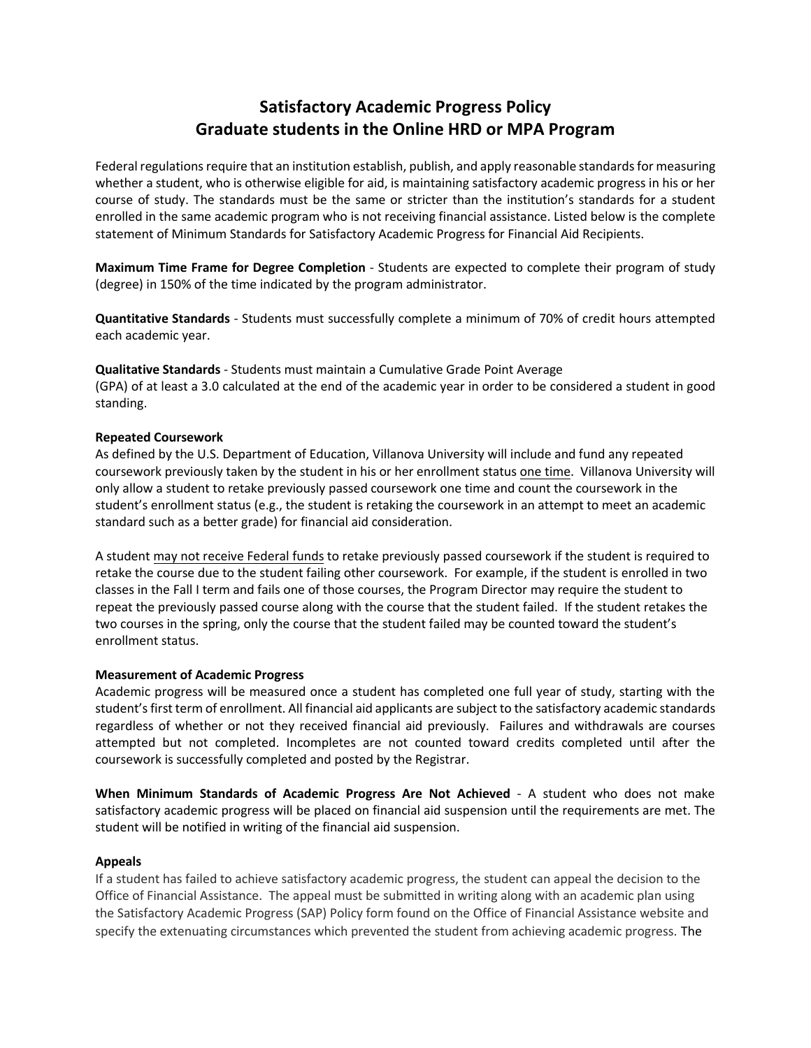# Satisfactory Academic Progress Policy
# Graduate students in the Online HRD or MPA Program

Federal regulations require that an institution establish, publish, and apply reasonable standards for measuring whether a student, who is otherwise eligible for aid, is maintaining satisfactory academic progress in his or her course of study. The standards must be the same or stricter than the institution's standards for a student enrolled in the same academic program who is not receiving financial assistance. Listed below is the complete statement of Minimum Standards for Satisfactory Academic Progress for Financial Aid Recipients.

**Maximum Time Frame for Degree Completion** - Students are expected to complete their program of study (degree) in 150% of the time indicated by the program administrator.

**Quantitative Standards** - Students must successfully complete a minimum of 70% of credit hours attempted each academic year.

**Qualitative Standards** - Students must maintain a Cumulative Grade Point Average (GPA) of at least a 3.0 calculated at the end of the academic year in order to be considered a student in good standing.

**Repeated Coursework**

As defined by the U.S. Department of Education, Villanova University will include and fund any repeated coursework previously taken by the student in his or her enrollment status one time. Villanova University will only allow a student to retake previously passed coursework one time and count the coursework in the student's enrollment status (e.g., the student is retaking the coursework in an attempt to meet an academic standard such as a better grade) for financial aid consideration.

A student may not receive Federal funds to retake previously passed coursework if the student is required to retake the course due to the student failing other coursework. For example, if the student is enrolled in two classes in the Fall I term and fails one of those courses, the Program Director may require the student to repeat the previously passed course along with the course that the student failed. If the student retakes the two courses in the spring, only the course that the student failed may be counted toward the student's enrollment status.

**Measurement of Academic Progress**

Academic progress will be measured once a student has completed one full year of study, starting with the student's first term of enrollment. All financial aid applicants are subject to the satisfactory academic standards regardless of whether or not they received financial aid previously. Failures and withdrawals are courses attempted but not completed. Incompletes are not counted toward credits completed until after the coursework is successfully completed and posted by the Registrar.

**When Minimum Standards of Academic Progress Are Not Achieved** - A student who does not make satisfactory academic progress will be placed on financial aid suspension until the requirements are met. The student will be notified in writing of the financial aid suspension.

**Appeals**

If a student has failed to achieve satisfactory academic progress, the student can appeal the decision to the Office of Financial Assistance. The appeal must be submitted in writing along with an academic plan using the Satisfactory Academic Progress (SAP) Policy form found on the Office of Financial Assistance website and specify the extenuating circumstances which prevented the student from achieving academic progress. The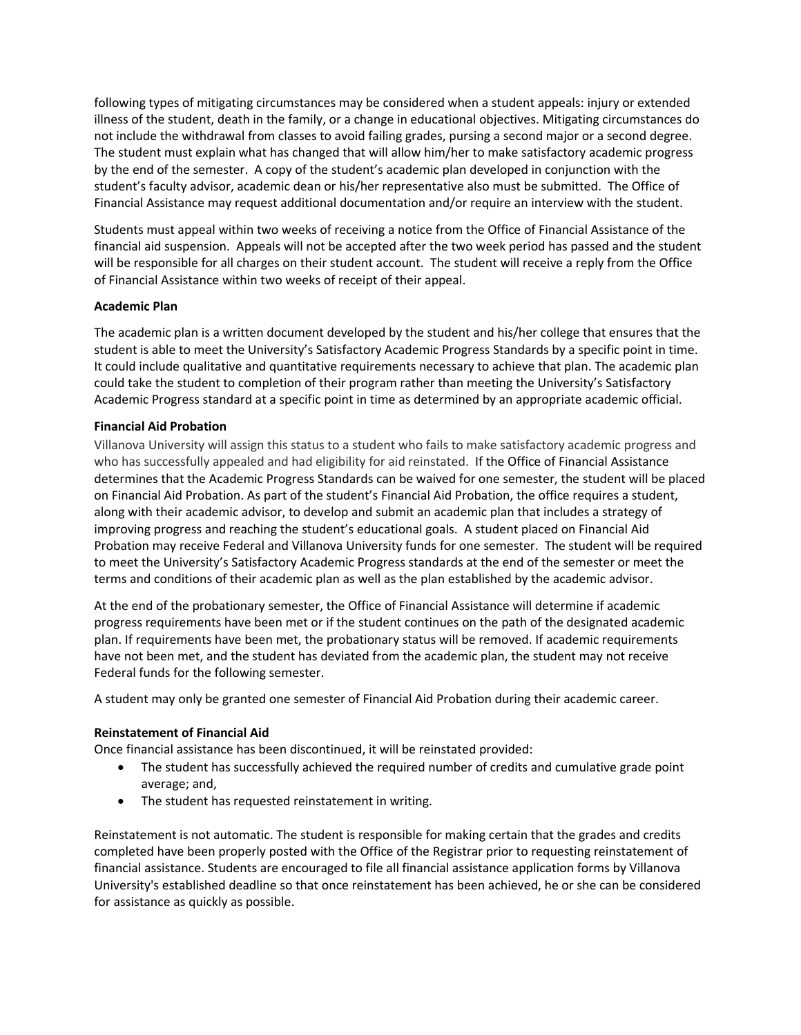following types of mitigating circumstances may be considered when a student appeals: injury or extended illness of the student, death in the family, or a change in educational objectives. Mitigating circumstances do not include the withdrawal from classes to avoid failing grades, pursing a second major or a second degree. The student must explain what has changed that will allow him/her to make satisfactory academic progress by the end of the semester. A copy of the student's academic plan developed in conjunction with the student's faculty advisor, academic dean or his/her representative also must be submitted. The Office of Financial Assistance may request additional documentation and/or require an interview with the student.

Students must appeal within two weeks of receiving a notice from the Office of Financial Assistance of the financial aid suspension. Appeals will not be accepted after the two week period has passed and the student will be responsible for all charges on their student account. The student will receive a reply from the Office of Financial Assistance within two weeks of receipt of their appeal.

**Academic Plan**

The academic plan is a written document developed by the student and his/her college that ensures that the student is able to meet the University's Satisfactory Academic Progress Standards by a specific point in time. It could include qualitative and quantitative requirements necessary to achieve that plan. The academic plan could take the student to completion of their program rather than meeting the University's Satisfactory Academic Progress standard at a specific point in time as determined by an appropriate academic official.

**Financial Aid Probation**

Villanova University will assign this status to a student who fails to make satisfactory academic progress and who has successfully appealed and had eligibility for aid reinstated. If the Office of Financial Assistance determines that the Academic Progress Standards can be waived for one semester, the student will be placed on Financial Aid Probation. As part of the student's Financial Aid Probation, the office requires a student, along with their academic advisor, to develop and submit an academic plan that includes a strategy of improving progress and reaching the student's educational goals. A student placed on Financial Aid Probation may receive Federal and Villanova University funds for one semester. The student will be required to meet the University's Satisfactory Academic Progress standards at the end of the semester or meet the terms and conditions of their academic plan as well as the plan established by the academic advisor.

At the end of the probationary semester, the Office of Financial Assistance will determine if academic progress requirements have been met or if the student continues on the path of the designated academic plan. If requirements have been met, the probationary status will be removed. If academic requirements have not been met, and the student has deviated from the academic plan, the student may not receive Federal funds for the following semester.

A student may only be granted one semester of Financial Aid Probation during their academic career.

**Reinstatement of Financial Aid**

Once financial assistance has been discontinued, it will be reinstated provided:

- The student has successfully achieved the required number of credits and cumulative grade point average; and,
- The student has requested reinstatement in writing.

Reinstatement is not automatic. The student is responsible for making certain that the grades and credits completed have been properly posted with the Office of the Registrar prior to requesting reinstatement of financial assistance. Students are encouraged to file all financial assistance application forms by Villanova University's established deadline so that once reinstatement has been achieved, he or she can be considered for assistance as quickly as possible.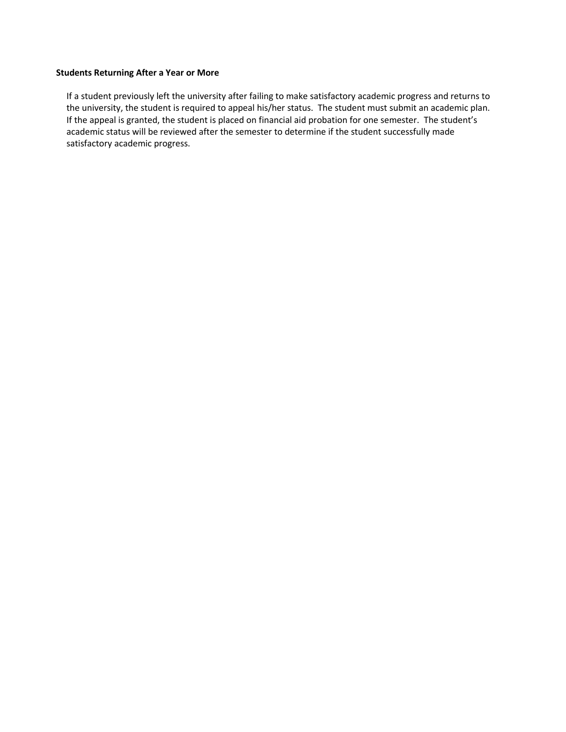**Students Returning After a Year or More**

If a student previously left the university after failing to make satisfactory academic progress and returns to the university, the student is required to appeal his/her status. The student must submit an academic plan. If the appeal is granted, the student is placed on financial aid probation for one semester. The student's academic status will be reviewed after the semester to determine if the student successfully made satisfactory academic progress.